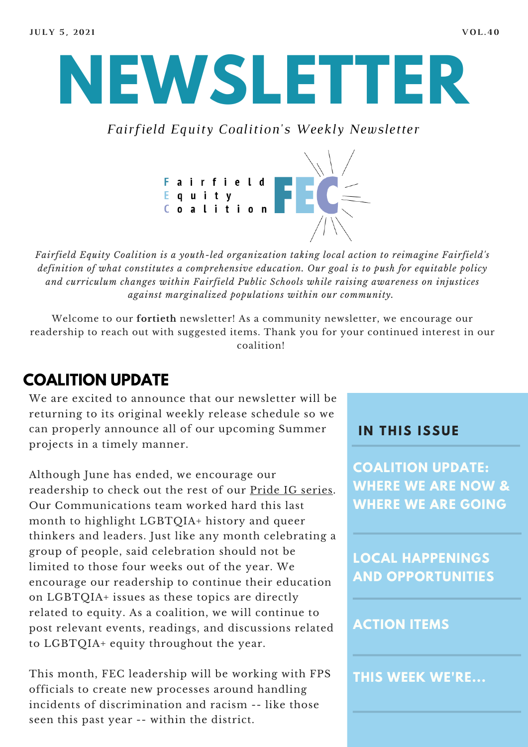JULY 5, 2021 VOL.40

# NEWSLETTER

*Fairfield Equity Coalition's Weekly Newsletter*

Fairfield Equity Coalition FEC

*Fairfield Equity Coalition is a youth-led organization taking local action to reimagine Fairfield's definition of what constitutes a comprehensive education. Our goal is to push for equitable policy and curriculum changes within Fairfield Public Schools while raising awareness on injustices against marginalized populations within our community.*

Welcome to our **fortieth** newsletter! As a community newsletter, we encourage our readership to reach out with suggested items. Thank you for your continued interest in our coalition!

## COALITION UPDATE

We are excited to announce that our newsletter will be returning to its original weekly release schedule so we can properly announce all of our upcoming Summer projects in a timely manner.

Although June has ended, we encourage our readership to check out the rest of our Pride IG series. Our Communications team worked hard this last month to highlight LGBTQIA+ history and queer thinkers and leaders. Just like any month celebrating a group of people, said celebration should not be limited to those four weeks out of the year. We encourage our readership to continue their education on LGBTQIA+ issues as these topics are directly related to equity. As a coalition, we will continue to post relevant events, readings, and discussions related to LGBTQIA+ equity throughout the year.

This month, FEC leadership will be working with FPS officials to create new processes around handling incidents of discrimination and racism -- like those seen this past year -- within the district.

### IN THIS ISSUE

- **COALITION UPDATE: WHERE WE ARE NOW & WHERE WE ARE GOING**
- **LOCAL HAPPENINGS AND OPPORTUNITIES**
- **ACTION ITEMS**
- **THIS WEEK WE'RE...**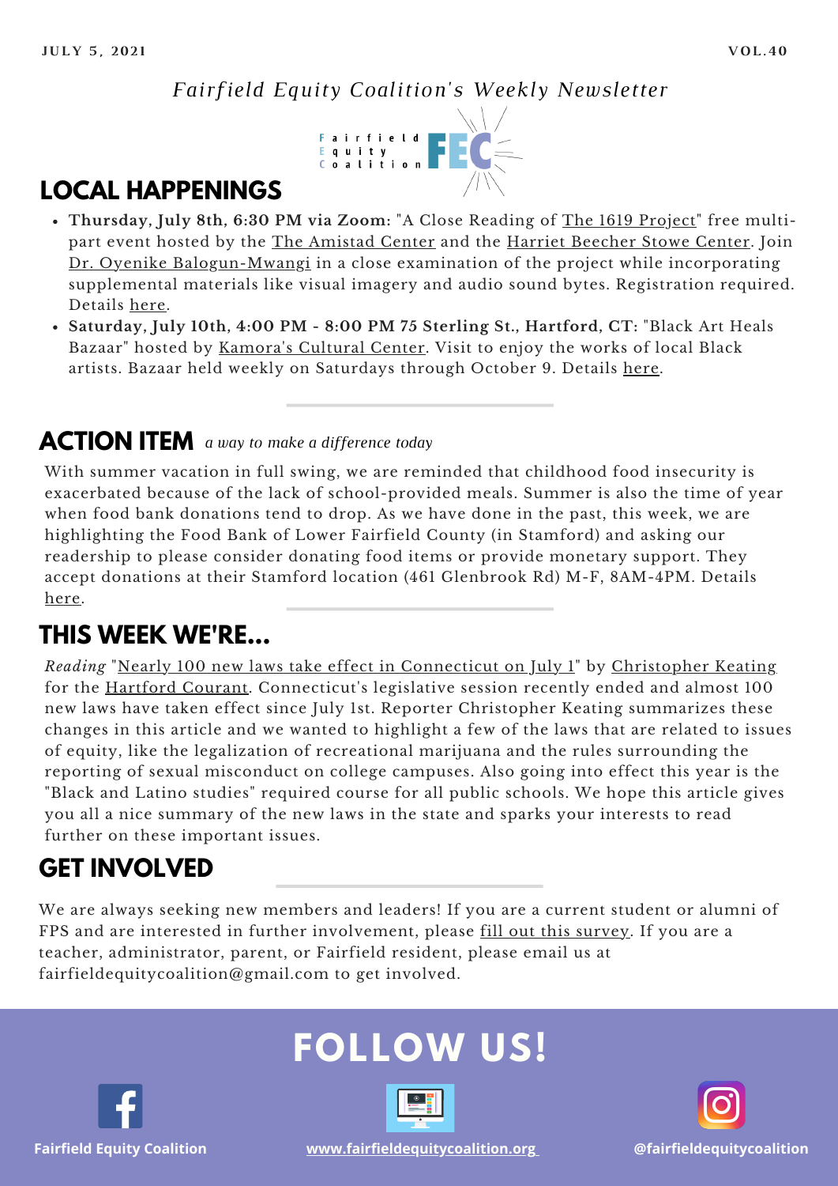JULY 5, 2021 VOL.40

*Fairfield Equity Coalition's Weekly Newsletter*

Fairfield Equity Coalition FEC

## LOCAL HAPPENINGS

- **Thursday, July 8th, 6:30 PM via Zoom:** "A Close Reading of The 1619 Project" free multi-part event hosted by the The Amistad Center and the Harriet Beecher Stowe Center. Join Dr. Oyenike Balogun-Mwangi in a close examination of the project while incorporating supplemental materials like visual imagery and audio sound bytes. Registration required. Details here.
- **Saturday, July 10th, 4:00 PM - 8:00 PM 75 Sterling St., Hartford, CT:** "Black Art Heals Bazaar" hosted by Kamora's Cultural Center. Visit to enjoy the works of local Black artists. Bazaar held weekly on Saturdays through October 9. Details here.

## ACTION ITEM *a way to make a difference today*

With summer vacation in full swing, we are reminded that childhood food insecurity is exacerbated because of the lack of school-provided meals. Summer is also the time of year when food bank donations tend to drop. As we have done in the past, this week, we are highlighting the Food Bank of Lower Fairfield County (in Stamford) and asking our readership to please consider donating food items or provide monetary support. They accept donations at their Stamford location (461 Glenbrook Rd) M-F, 8AM-4PM. Details here.

## THIS WEEK WE'RE...

*Reading* "Nearly 100 new laws take effect in Connecticut on July 1" by Christopher Keating for the Hartford Courant. Connecticut's legislative session recently ended and almost 100 new laws have taken effect since July 1st. Reporter Christopher Keating summarizes these changes in this article and we wanted to highlight a few of the laws that are related to issues of equity, like the legalization of recreational marijuana and the rules surrounding the reporting of sexual misconduct on college campuses. Also going into effect this year is the "Black and Latino studies" required course for all public schools. We hope this article gives you all a nice summary of the new laws in the state and sparks your interests to read further on these important issues.

## GET INVOLVED

We are always seeking new members and leaders! If you are a current student or alumni of FPS and are interested in further involvement, please fill out this survey. If you are a teacher, administrator, parent, or Fairfield resident, please email us at fairfieldequitycoalition@gmail.com to get involved.

## FOLLOW US!

Fairfield Equity Coalition

www.fairfieldequitycoalition.org

@fairfieldequitycoalition